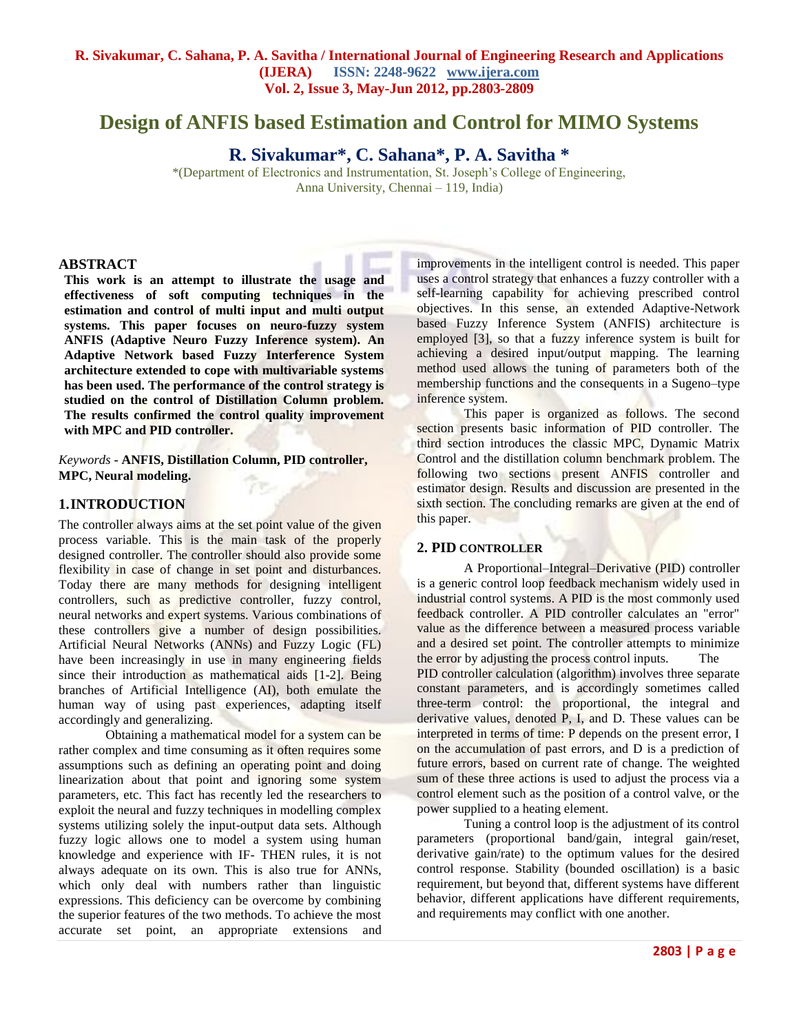# Design of ANFIS based Estimation and Control for MIMO Systems

## R. Sivakumar*, C. Sahana*, P. A. Savitha *

*(Department of Electronics and Instrumentation, St. Joseph's College of Engineering, Anna University, Chennai – 119, India)

## ABSTRACT

**This work is an attempt to illustrate the usage and effectiveness of soft computing techniques in the estimation and control of multi input and multi output systems. This paper focuses on neuro-fuzzy system ANFIS (Adaptive Neuro Fuzzy Inference system). An Adaptive Network based Fuzzy Interference System architecture extended to cope with multivariable systems has been used. The performance of the control strategy is studied on the control of Distillation Column problem. The results confirmed the control quality improvement with MPC and PID controller.**

*Keywords* - **ANFIS, Distillation Column, PID controller, MPC, Neural modeling.**

## 1.INTRODUCTION

The controller always aims at the set point value of the given process variable. This is the main task of the properly designed controller. The controller should also provide some flexibility in case of change in set point and disturbances. Today there are many methods for designing intelligent controllers, such as predictive controller, fuzzy control, neural networks and expert systems. Various combinations of these controllers give a number of design possibilities. Artificial Neural Networks (ANNs) and Fuzzy Logic (FL) have been increasingly in use in many engineering fields since their introduction as mathematical aids [1-2]. Being branches of Artificial Intelligence (AI), both emulate the human way of using past experiences, adapting itself accordingly and generalizing.

Obtaining a mathematical model for a system can be rather complex and time consuming as it often requires some assumptions such as defining an operating point and doing linearization about that point and ignoring some system parameters, etc. This fact has recently led the researchers to exploit the neural and fuzzy techniques in modelling complex systems utilizing solely the input-output data sets. Although fuzzy logic allows one to model a system using human knowledge and experience with IF- THEN rules, it is not always adequate on its own. This is also true for ANNs, which only deal with numbers rather than linguistic expressions. This deficiency can be overcome by combining the superior features of the two methods. To achieve the most accurate set point, an appropriate extensions and improvements in the intelligent control is needed. This paper uses a control strategy that enhances a fuzzy controller with a self-learning capability for achieving prescribed control objectives. In this sense, an extended Adaptive-Network based Fuzzy Inference System (ANFIS) architecture is employed [3], so that a fuzzy inference system is built for achieving a desired input/output mapping. The learning method used allows the tuning of parameters both of the membership functions and the consequents in a Sugeno–type inference system.

This paper is organized as follows. The second section presents basic information of PID controller. The third section introduces the classic MPC, Dynamic Matrix Control and the distillation column benchmark problem. The following two sections present ANFIS controller and estimator design. Results and discussion are presented in the sixth section. The concluding remarks are given at the end of this paper.

## 2. PID CONTROLLER

A Proportional–Integral–Derivative (PID) controller is a generic control loop feedback mechanism widely used in industrial control systems. A PID is the most commonly used feedback controller. A PID controller calculates an "error" value as the difference between a measured process variable and a desired set point. The controller attempts to minimize the error by adjusting the process control inputs. The PID controller calculation (algorithm) involves three separate constant parameters, and is accordingly sometimes called three-term control: the proportional, the integral and derivative values, denoted P, I, and D. These values can be interpreted in terms of time: P depends on the present error, I on the accumulation of past errors, and D is a prediction of future errors, based on current rate of change. The weighted sum of these three actions is used to adjust the process via a control element such as the position of a control valve, or the power supplied to a heating element.

Tuning a control loop is the adjustment of its control parameters (proportional band/gain, integral gain/reset, derivative gain/rate) to the optimum values for the desired control response. Stability (bounded oscillation) is a basic requirement, but beyond that, different systems have different behavior, different applications have different requirements, and requirements may conflict with one another.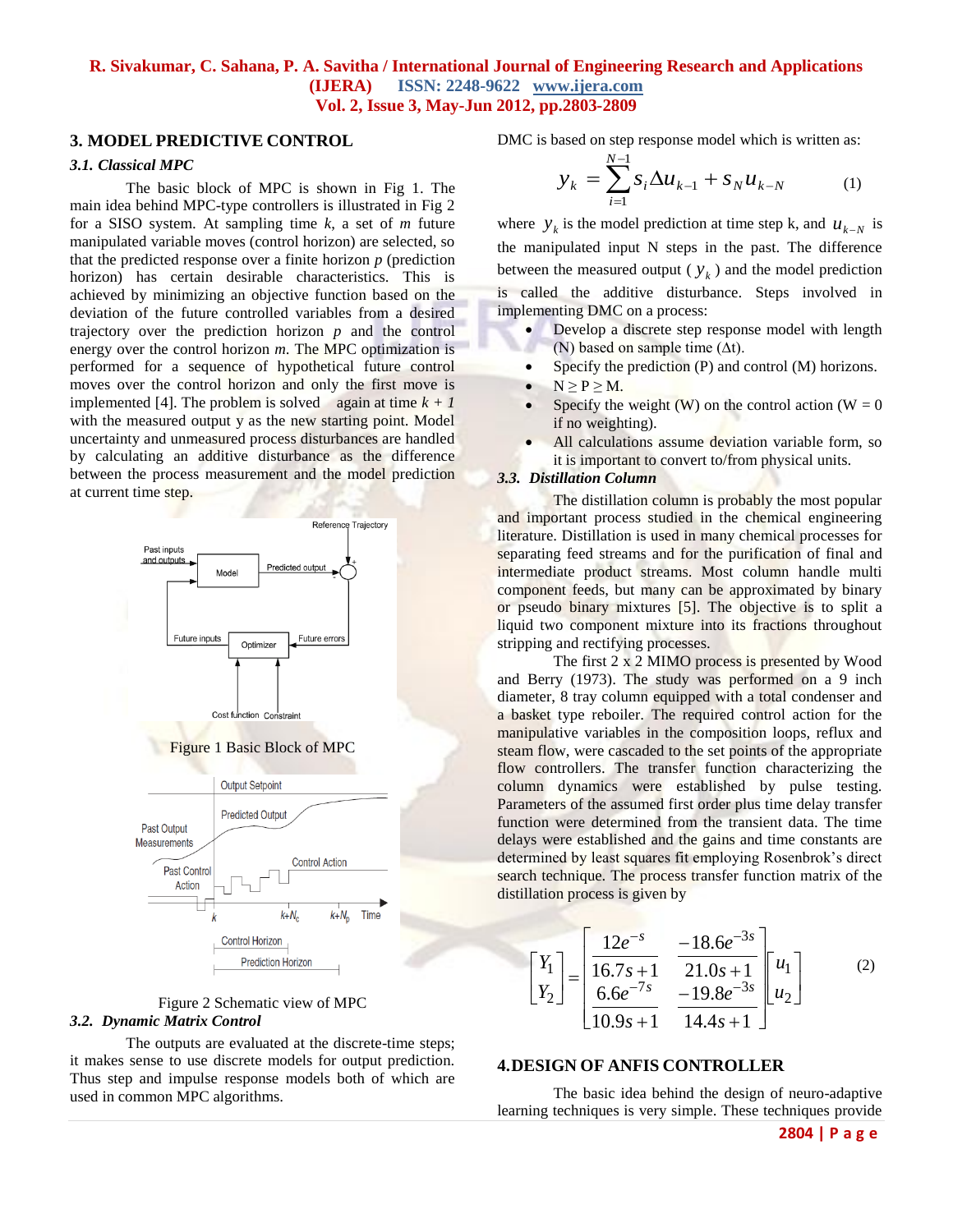## 3. MODEL PREDICTIVE CONTROL

### *3.1. Classical MPC*

The basic block of MPC is shown in Fig 1. The main idea behind MPC-type controllers is illustrated in Fig 2 for a SISO system. At sampling time *k*, a set of *m* future manipulated variable moves (control horizon) are selected, so that the predicted response over a finite horizon *p* (prediction horizon) has certain desirable characteristics. This is achieved by minimizing an objective function based on the deviation of the future controlled variables from a desired trajectory over the prediction horizon *p* and the control energy over the control horizon *m*. The MPC optimization is performed for a sequence of hypothetical future control moves over the control horizon and only the first move is implemented [4]. The problem is solved again at time $k + 1$ with the measured output y as the new starting point. Model uncertainty and unmeasured process disturbances are handled by calculating an additive disturbance as the difference between the process measurement and the model prediction at current time step.

Figure 1 Basic Block of MPC

Figure 2 Schematic view of MPC

### *3.2. Dynamic Matrix Control*

The outputs are evaluated at the discrete-time steps; it makes sense to use discrete models for output prediction. Thus step and impulse response models both of which are used in common MPC algorithms.

DMC is based on step response model which is written as:

$$y_k = \sum_{i=1}^{N-1} s_i \Delta u_{k-1} + s_N u_{k-N} \qquad (1)$$

where $y_k$ is the model prediction at time step k, and $u_{k-N}$ is the manipulated input N steps in the past. The difference between the measured output ( $y_k$ ) and the model prediction is called the additive disturbance. Steps involved in implementing DMC on a process:

- Develop a discrete step response model with length (N) based on sample time (Δt).
- Specify the prediction (P) and control (M) horizons.
- N ≥ P ≥ M.
- Specify the weight (W) on the control action (W = 0 if no weighting).
- All calculations assume deviation variable form, so it is important to convert to/from physical units.

### *3.3. Distillation Column*

The distillation column is probably the most popular and important process studied in the chemical engineering literature. Distillation is used in many chemical processes for separating feed streams and for the purification of final and intermediate product streams. Most column handle multi component feeds, but many can be approximated by binary or pseudo binary mixtures [5]. The objective is to split a liquid two component mixture into its fractions throughout stripping and rectifying processes.

The first 2 x 2 MIMO process is presented by Wood and Berry (1973). The study was performed on a 9 inch diameter, 8 tray column equipped with a total condenser and a basket type reboiler. The required control action for the manipulative variables in the composition loops, reflux and steam flow, were cascaded to the set points of the appropriate flow controllers. The transfer function characterizing the column dynamics were established by pulse testing. Parameters of the assumed first order plus time delay transfer function were determined from the transient data. The time delays were established and the gains and time constants are determined by least squares fit employing Rosenbrok's direct search technique. The process transfer function matrix of the distillation process is given by

$$\begin{bmatrix} Y_1 \\ Y_2 \end{bmatrix} = \begin{bmatrix} \dfrac{12e^{-s}}{16.7s+1} & \dfrac{-18.6e^{-3s}}{21.0s+1} \\ \dfrac{6.6e^{-7s}}{10.9s+1} & \dfrac{-19.8e^{-3s}}{14.4s+1} \end{bmatrix} \begin{bmatrix} u_1 \\ u_2 \end{bmatrix} \qquad (2)$$

## 4.DESIGN OF ANFIS CONTROLLER

The basic idea behind the design of neuro-adaptive learning techniques is very simple. These techniques provide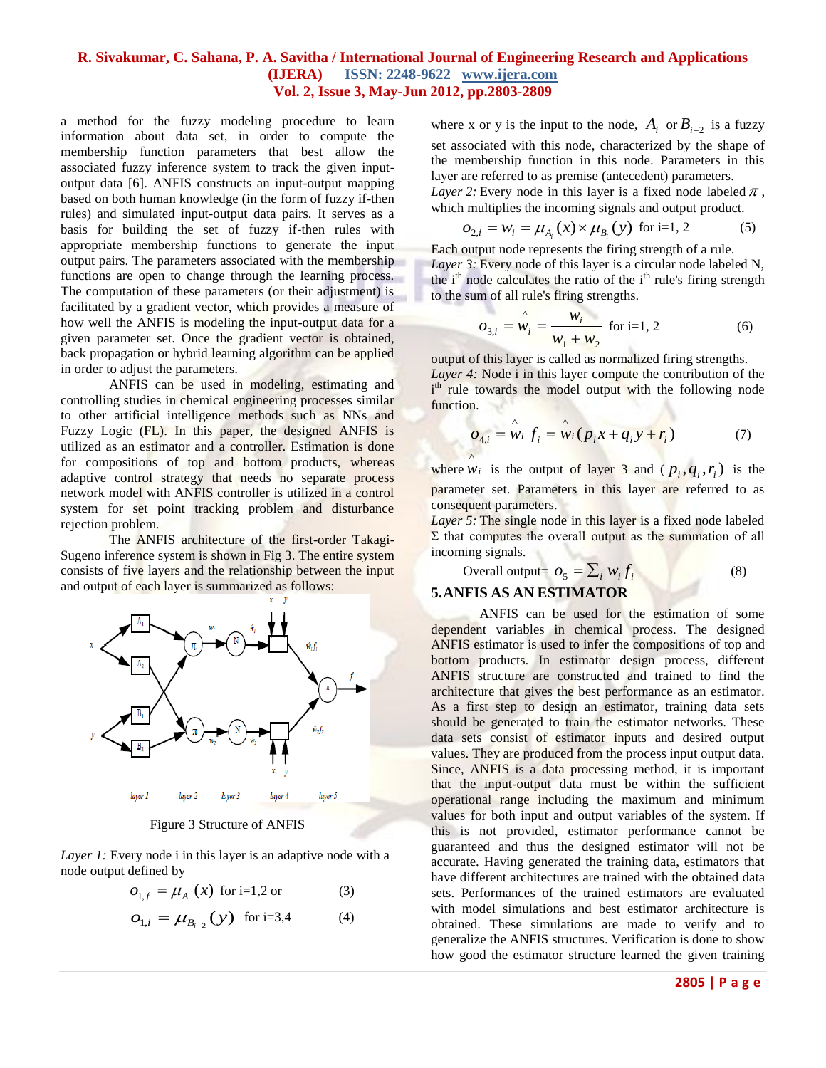a method for the fuzzy modeling procedure to learn information about data set, in order to compute the membership function parameters that best allow the associated fuzzy inference system to track the given input-output data [6]. ANFIS constructs an input-output mapping based on both human knowledge (in the form of fuzzy if-then rules) and simulated input-output data pairs. It serves as a basis for building the set of fuzzy if-then rules with appropriate membership functions to generate the input output pairs. The parameters associated with the membership functions are open to change through the learning process. The computation of these parameters (or their adjustment) is facilitated by a gradient vector, which provides a measure of how well the ANFIS is modeling the input-output data for a given parameter set. Once the gradient vector is obtained, back propagation or hybrid learning algorithm can be applied in order to adjust the parameters.

ANFIS can be used in modeling, estimating and controlling studies in chemical engineering processes similar to other artificial intelligence methods such as NNs and Fuzzy Logic (FL). In this paper, the designed ANFIS is utilized as an estimator and a controller. Estimation is done for compositions of top and bottom products, whereas adaptive control strategy that needs no separate process network model with ANFIS controller is utilized in a control system for set point tracking problem and disturbance rejection problem.

The ANFIS architecture of the first-order Takagi-Sugeno inference system is shown in Fig 3. The entire system consists of five layers and the relationship between the input and output of each layer is summarized as follows:

Figure 3 Structure of ANFIS

*Layer 1:* Every node i in this layer is an adaptive node with a node output defined by

$$O_{1,f} = \mu_A(x) \text{ for i=1,2 or} \qquad (3)$$

$$O_{1,i} = \mu_{B_{i-2}}(y) \text{ for i=3,4} \qquad (4)$$

where x or y is the input to the node, $A_i$ or $B_{i-2}$ is a fuzzy set associated with this node, characterized by the shape of the membership function in this node. Parameters in this layer are referred to as premise (antecedent) parameters.

*Layer 2:* Every node in this layer is a fixed node labeled $\pi$, which multiplies the incoming signals and output product.

$$O_{2,i} = w_i = \mu_{A_i}(x) \times \mu_{B_i}(y) \text{ for i=1, 2} \qquad (5)$$

Each output node represents the firing strength of a rule.

*Layer 3:* Every node of this layer is a circular node labeled N, the i[th] node calculates the ratio of the i[th] rule's firing strength to the sum of all rule's firing strengths.

$$O_{3,i} = \hat{w}_i = \frac{w_i}{w_1 + w_2} \text{ for i=1, 2} \qquad (6)$$

output of this layer is called as normalized firing strengths.

*Layer 4:* Node i in this layer compute the contribution of the i[th] rule towards the model output with the following node function.

$$O_{4,i} = \hat{w}_i f_i = \hat{w}_i (p_i x + q_i y + r_i) \qquad (7)$$

where $\hat{w}_i$ is the output of layer 3 and ($p_i, q_i, r_i$) is the parameter set. Parameters in this layer are referred to as consequent parameters.

*Layer 5:* The single node in this layer is a fixed node labeled Σ that computes the overall output as the summation of all incoming signals.

$$\text{Overall output} = O_5 = \textstyle\sum_i w_i f_i \qquad (8)$$

## 5. ANFIS AS AN ESTIMATOR

ANFIS can be used for the estimation of some dependent variables in chemical process. The designed ANFIS estimator is used to infer the compositions of top and bottom products. In estimator design process, different ANFIS structure are constructed and trained to find the architecture that gives the best performance as an estimator. As a first step to design an estimator, training data sets should be generated to train the estimator networks. These data sets consist of estimator inputs and desired output values. They are produced from the process input output data. Since, ANFIS is a data processing method, it is important that the input-output data must be within the sufficient operational range including the maximum and minimum values for both input and output variables of the system. If this is not provided, estimator performance cannot be guaranteed and thus the designed estimator will not be accurate. Having generated the training data, estimators that have different architectures are trained with the obtained data sets. Performances of the trained estimators are evaluated with model simulations and best estimator architecture is obtained. These simulations are made to verify and to generalize the ANFIS structures. Verification is done to show how good the estimator structure learned the given training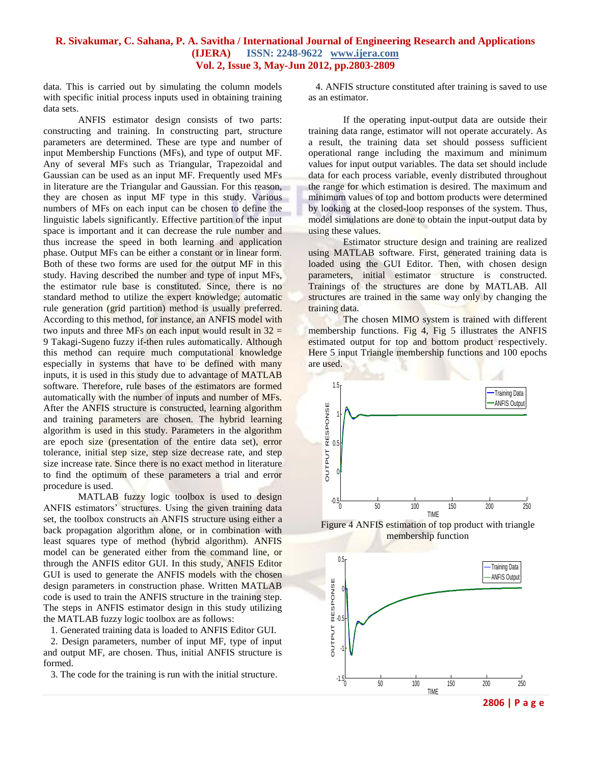data. This is carried out by simulating the column models with specific initial process inputs used in obtaining training data sets.

ANFIS estimator design consists of two parts: constructing and training. In constructing part, structure parameters are determined. These are type and number of input Membership Functions (MFs), and type of output MF. Any of several MFs such as Triangular, Trapezoidal and Gaussian can be used as an input MF. Frequently used MFs in literature are the Triangular and Gaussian. For this reason, they are chosen as input MF type in this study. Various numbers of MFs on each input can be chosen to define the linguistic labels significantly. Effective partition of the input space is important and it can decrease the rule number and thus increase the speed in both learning and application phase. Output MFs can be either a constant or in linear form. Both of these two forms are used for the output MF in this study. Having described the number and type of input MFs, the estimator rule base is constituted. Since, there is no standard method to utilize the expert knowledge; automatic rule generation (grid partition) method is usually preferred. According to this method, for instance, an ANFIS model with two inputs and three MFs on each input would result in $3^2$ = 9 Takagi-Sugeno fuzzy if-then rules automatically. Although this method can require much computational knowledge especially in systems that have to be defined with many inputs, it is used in this study due to advantage of MATLAB software. Therefore, rule bases of the estimators are formed automatically with the number of inputs and number of MFs. After the ANFIS structure is constructed, learning algorithm and training parameters are chosen. The hybrid learning algorithm is used in this study. Parameters in the algorithm are epoch size (presentation of the entire data set), error tolerance, initial step size, step size decrease rate, and step size increase rate. Since there is no exact method in literature to find the optimum of these parameters a trial and error procedure is used.

MATLAB fuzzy logic toolbox is used to design ANFIS estimators' structures. Using the given training data set, the toolbox constructs an ANFIS structure using either a back propagation algorithm alone, or in combination with least squares type of method (hybrid algorithm). ANFIS model can be generated either from the command line, or through the ANFIS editor GUI. In this study, ANFIS Editor GUI is used to generate the ANFIS models with the chosen design parameters in construction phase. Written MATLAB code is used to train the ANFIS structure in the training step. The steps in ANFIS estimator design in this study utilizing the MATLAB fuzzy logic toolbox are as follows:

1. Generated training data is loaded to ANFIS Editor GUI.
2. Design parameters, number of input MF, type of input and output MF, are chosen. Thus, initial ANFIS structure is formed.
3. The code for the training is run with the initial structure.
4. ANFIS structure constituted after training is saved to use as an estimator.

If the operating input-output data are outside their training data range, estimator will not operate accurately. As a result, the training data set should possess sufficient operational range including the maximum and minimum values for input output variables. The data set should include data for each process variable, evenly distributed throughout the range for which estimation is desired. The maximum and minimum values of top and bottom products were determined by looking at the closed-loop responses of the system. Thus, model simulations are done to obtain the input-output data by using these values.

Estimator structure design and training are realized using MATLAB software. First, generated training data is loaded using the GUI Editor. Then, with chosen design parameters, initial estimator structure is constructed. Trainings of the structures are done by MATLAB. All structures are trained in the same way only by changing the training data.

The chosen MIMO system is trained with different membership functions. Fig 4, Fig 5 illustrates the ANFIS estimated output for top and bottom product respectively. Here 5 input Triangle membership functions and 100 epochs are used.

Figure 4 ANFIS estimation of top product with triangle membership function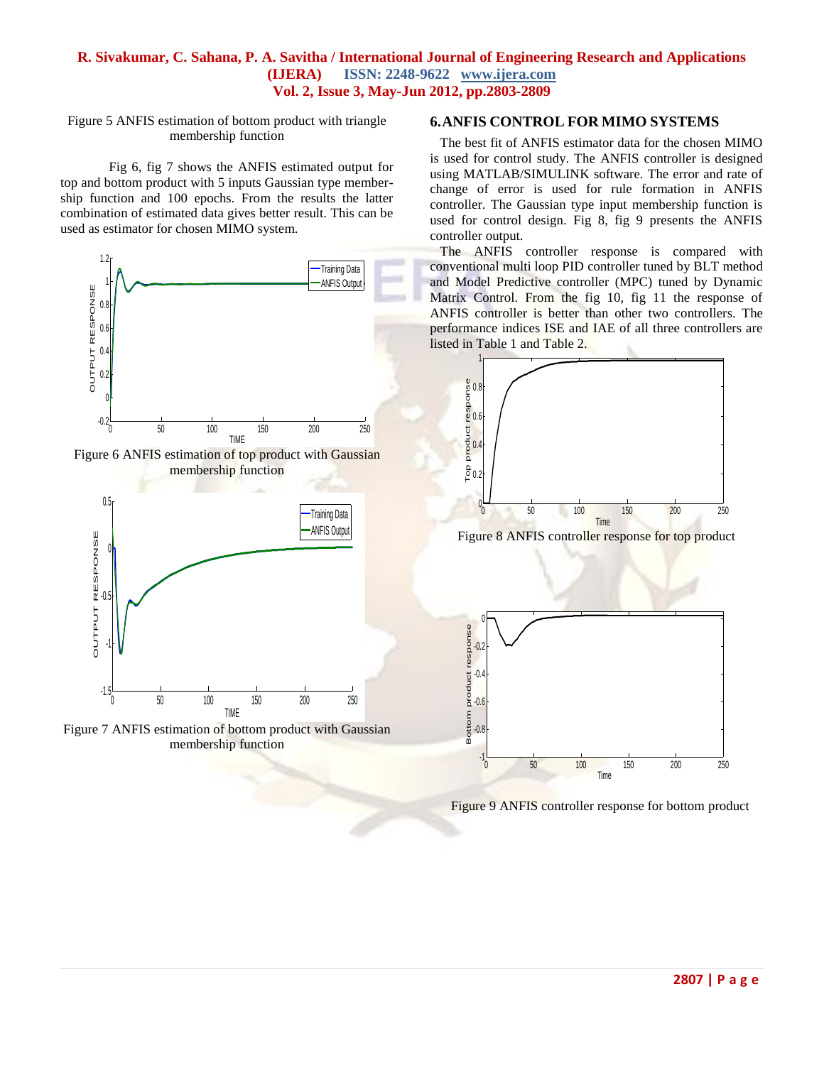Figure 5 ANFIS estimation of bottom product with triangle membership function

Fig 6, fig 7 shows the ANFIS estimated output for top and bottom product with 5 inputs Gaussian type membership function and 100 epochs. From the results the latter combination of estimated data gives better result. This can be used as estimator for chosen MIMO system.

Figure 6 ANFIS estimation of top product with Gaussian membership function

Figure 7 ANFIS estimation of bottom product with Gaussian membership function

## 6. ANFIS CONTROL FOR MIMO SYSTEMS

The best fit of ANFIS estimator data for the chosen MIMO is used for control study. The ANFIS controller is designed using MATLAB/SIMULINK software. The error and rate of change of error is used for rule formation in ANFIS controller. The Gaussian type input membership function is used for control design. Fig 8, fig 9 presents the ANFIS controller output.

The ANFIS controller response is compared with conventional multi loop PID controller tuned by BLT method and Model Predictive controller (MPC) tuned by Dynamic Matrix Control. From the fig 10, fig 11 the response of ANFIS controller is better than other two controllers. The performance indices ISE and IAE of all three controllers are listed in Table 1 and Table 2.

Figure 8 ANFIS controller response for top product

Figure 9 ANFIS controller response for bottom product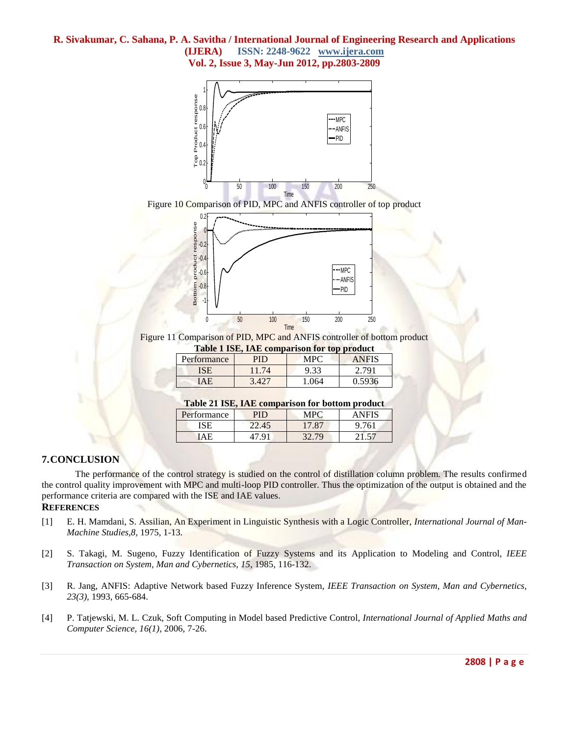Figure 10 Comparison of PID, MPC and ANFIS controller of top product

Figure 11 Comparison of PID, MPC and ANFIS controller of bottom product

**Table 1 ISE, IAE comparison for top product**

| Performance | PID | MPC | ANFIS |
|---|---|---|---|
| ISE | 11.74 | 9.33 | 2.791 |
| IAE | 3.427 | 1.064 | 0.5936 |

**Table 21 ISE, IAE comparison for bottom product**

| Performance | PID | MPC | ANFIS |
|---|---|---|---|
| ISE | 22.45 | 17.87 | 9.761 |
| IAE | 47.91 | 32.79 | 21.57 |

## 7. CONCLUSION

The performance of the control strategy is studied on the control of distillation column problem. The results confirmed the control quality improvement with MPC and multi-loop PID controller. Thus the optimization of the output is obtained and the performance criteria are compared with the ISE and IAE values.

## REFERENCES

[1] E. H. Mamdani, S. Assilian, An Experiment in Linguistic Synthesis with a Logic Controller, *International Journal of Man-Machine Studies,8,* 1975, 1-13.

[2] S. Takagi, M. Sugeno, Fuzzy Identification of Fuzzy Systems and its Application to Modeling and Control, *IEEE Transaction on System, Man and Cybernetics*, *15*, 1985, 116-132.

[3] R. Jang, ANFIS: Adaptive Network based Fuzzy Inference System, *IEEE Transaction on System, Man and Cybernetics, 23(3),* 1993, 665-684.

[4] P. Tatjewski, M. L. Czuk, Soft Computing in Model based Predictive Control, *International Journal of Applied Maths and Computer Science, 16(1),* 2006, 7-26.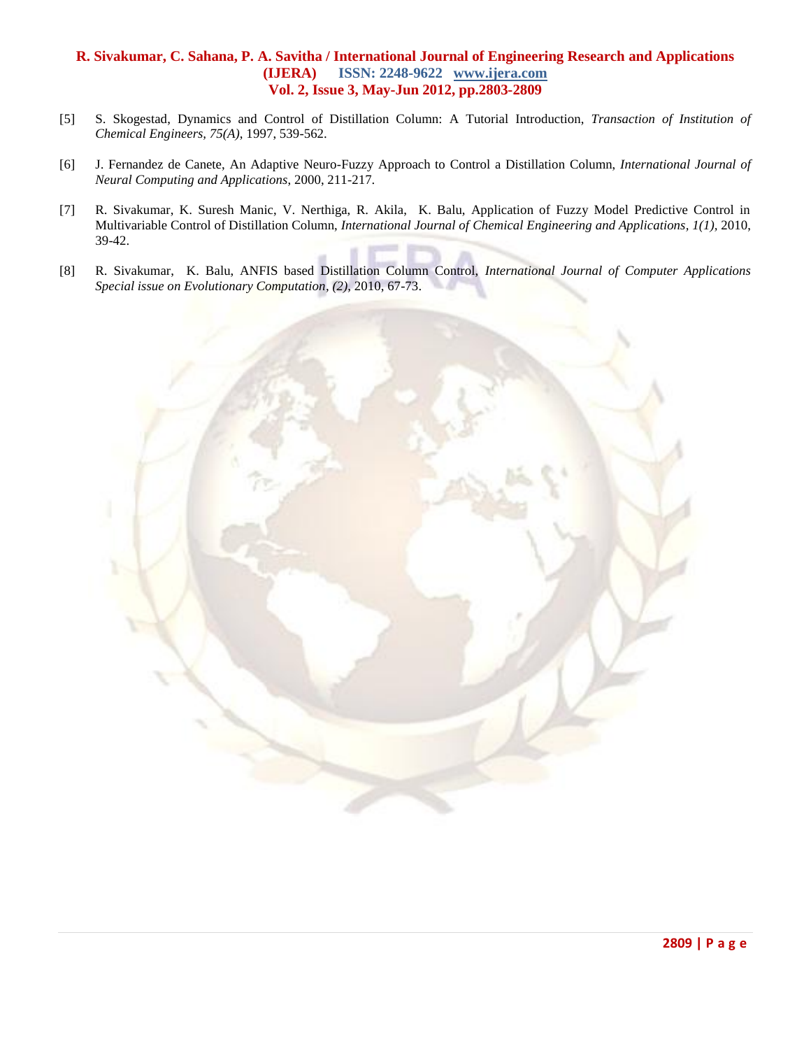[5] S. Skogestad, Dynamics and Control of Distillation Column: A Tutorial Introduction, *Transaction of Institution of Chemical Engineers, 75(A)*, 1997, 539-562.

[6] J. Fernandez de Canete, An Adaptive Neuro-Fuzzy Approach to Control a Distillation Column, *International Journal of Neural Computing and Applications*, 2000, 211-217.

[7] R. Sivakumar, K. Suresh Manic, V. Nerthiga, R. Akila, K. Balu, Application of Fuzzy Model Predictive Control in Multivariable Control of Distillation Column, *International Journal of Chemical Engineering and Applications, 1(1)*, 2010, 39-42.

[8] R. Sivakumar, K. Balu, ANFIS based Distillation Column Control, *International Journal of Computer Applications Special issue on Evolutionary Computation, (2)*, 2010, 67-73.